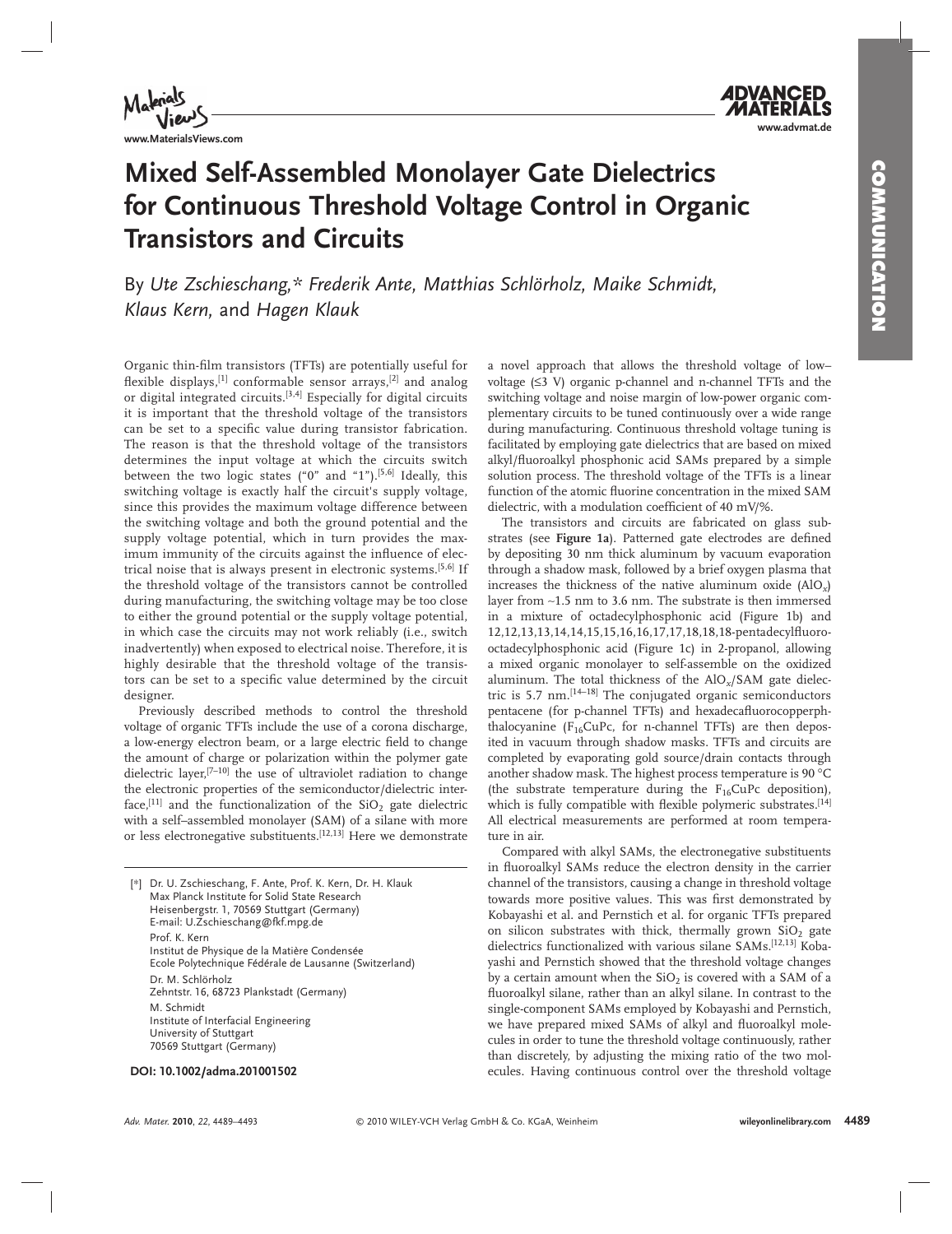# Mixed Self-Assembled Monolayer Gate Dielectrics for Continuous Threshold Voltage Control in Organic Transistors and Circuits

By *Ute Zschieschang,\* Frederik Ante, Matthias Schlörholz, Maike Schmidt, Klaus Kern,* and *Hagen Klauk*

Organic thin-film transistors (TFTs) are potentially useful for flexible displays,[1] conformable sensor arrays,[2] and analog or digital integrated circuits.[3,4] Especially for digital circuits it is important that the threshold voltage of the transistors can be set to a specific value during transistor fabrication. The reason is that the threshold voltage of the transistors determines the input voltage at which the circuits switch between the two logic states ("0" and "1").[5,6] Ideally, this switching voltage is exactly half the circuit's supply voltage, since this provides the maximum voltage difference between the switching voltage and both the ground potential and the supply voltage potential, which in turn provides the maximum immunity of the circuits against the influence of electrical noise that is always present in electronic systems.[5,6] If the threshold voltage of the transistors cannot be controlled during manufacturing, the switching voltage may be too close to either the ground potential or the supply voltage potential, in which case the circuits may not work reliably (i.e., switch inadvertently) when exposed to electrical noise. Therefore, it is highly desirable that the threshold voltage of the transistors can be set to a specific value determined by the circuit designer.

Previously described methods to control the threshold voltage of organic TFTs include the use of a corona discharge, a low-energy electron beam, or a large electric field to change the amount of charge or polarization within the polymer gate dielectric layer,[7–10] the use of ultraviolet radiation to change the electronic properties of the semiconductor/dielectric interface,[11] and the functionalization of the $SiO_2$ gate dielectric with a self–assembled monolayer (SAM) of a silane with more or less electronegative substituents.[12,13] Here we demonstrate a novel approach that allows the threshold voltage of low–voltage (≤3 V) organic p-channel and n-channel TFTs and the switching voltage and noise margin of low-power organic complementary circuits to be tuned continuously over a wide range during manufacturing. Continuous threshold voltage tuning is facilitated by employing gate dielectrics that are based on mixed alkyl/fluoroalkyl phosphonic acid SAMs prepared by a simple solution process. The threshold voltage of the TFTs is a linear function of the atomic fluorine concentration in the mixed SAM dielectric, with a modulation coefficient of 40 mV/%.

The transistors and circuits are fabricated on glass substrates (see **Figure 1a**). Patterned gate electrodes are defined by depositing 30 nm thick aluminum by vacuum evaporation through a shadow mask, followed by a brief oxygen plasma that increases the thickness of the native aluminum oxide ($AlO_x$) layer from ~1.5 nm to 3.6 nm. The substrate is then immersed in a mixture of octadecylphosphonic acid (Figure 1b) and 12,12,13,13,14,14,15,15,16,16,17,17,18,18,18-pentadecylfluoro-octadecylphosphonic acid (Figure 1c) in 2-propanol, allowing a mixed organic monolayer to self-assemble on the oxidized aluminum. The total thickness of the $AlO_x$/SAM gate dielectric is 5.7 nm.[14–18] The conjugated organic semiconductors pentacene (for p-channel TFTs) and hexadecafluorocopperphthalocyanine ($F_{16}CuPc$, for n-channel TFTs) are then deposited in vacuum through shadow masks. TFTs and circuits are completed by evaporating gold source/drain contacts through another shadow mask. The highest process temperature is 90 °C (the substrate temperature during the $F_{16}CuPc$ deposition), which is fully compatible with flexible polymeric substrates.[14] All electrical measurements are performed at room temperature in air.

Compared with alkyl SAMs, the electronegative substituents in fluoroalkyl SAMs reduce the electron density in the carrier channel of the transistors, causing a change in threshold voltage towards more positive values. This was first demonstrated by Kobayashi et al. and Pernstich et al. for organic TFTs prepared on silicon substrates with thick, thermally grown $SiO_2$ gate dielectrics functionalized with various silane SAMs.[12,13] Kobayashi and Pernstich showed that the threshold voltage changes by a certain amount when the $SiO_2$ is covered with a SAM of a fluoroalkyl silane, rather than an alkyl silane. In contrast to the single-component SAMs employed by Kobayashi and Pernstich, we have prepared mixed SAMs of alkyl and fluoroalkyl molecules in order to tune the threshold voltage continuously, rather than discretely, by adjusting the mixing ratio of the two molecules. Having continuous control over the threshold voltage

[\*] Dr. U. Zschieschang, F. Ante, Prof. K. Kern, Dr. H. Klauk
Max Planck Institute for Solid State Research
Heisenbergstr. 1, 70569 Stuttgart (Germany)
E-mail: U.Zschieschang@fkf.mpg.de
Prof. K. Kern
Institut de Physique de la Matière Condensée
Ecole Polytechnique Fédérale de Lausanne (Switzerland)
Dr. M. Schlörholz
Zehntstr. 16, 68723 Plankstadt (Germany)
M. Schmidt
Institute of Interfacial Engineering
University of Stuttgart
70569 Stuttgart (Germany)

**DOI: 10.1002/adma.201001502**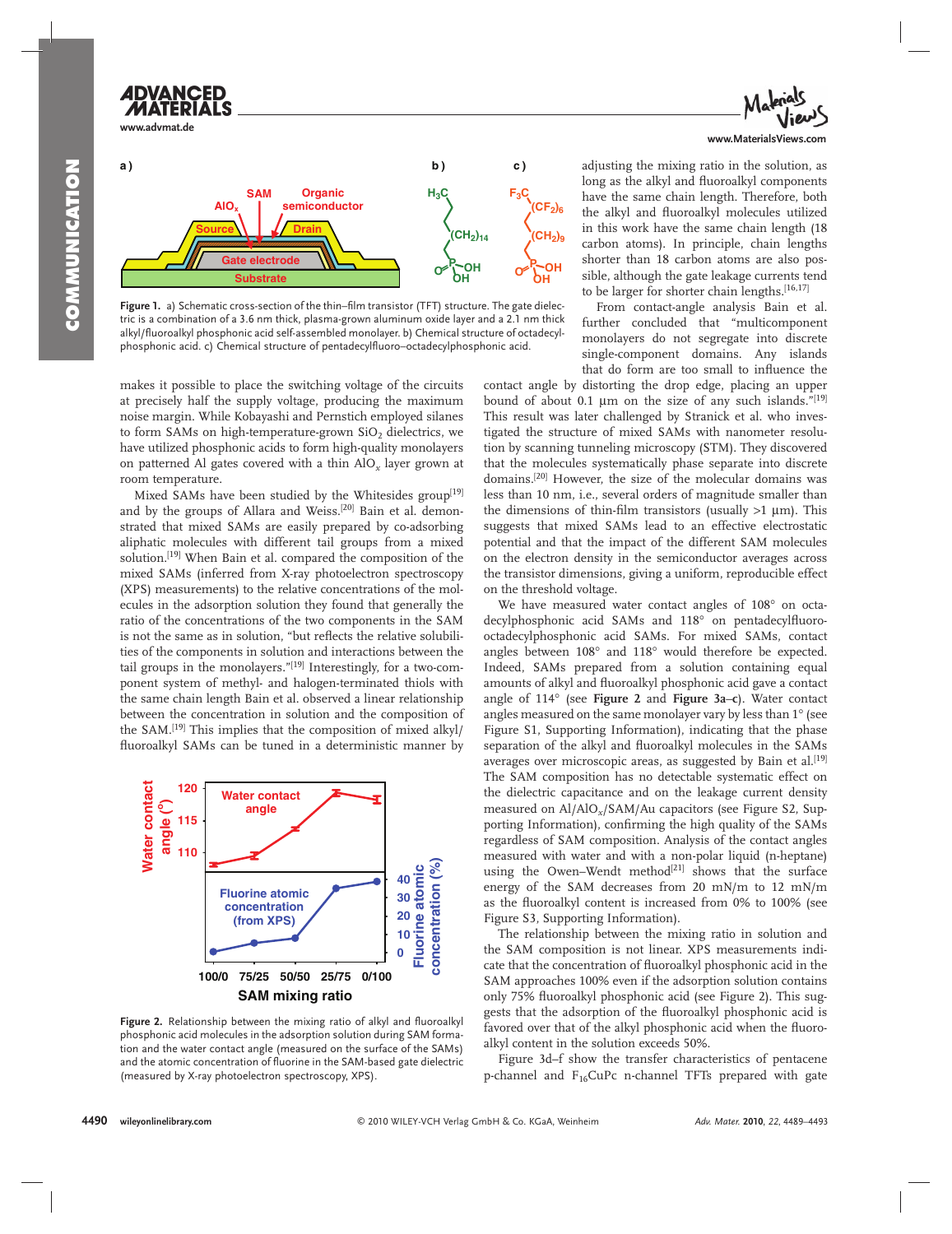**Figure 1.** a) Schematic cross-section of the thin–film transistor (TFT) structure. The gate dielectric is a combination of a 3.6 nm thick, plasma-grown aluminum oxide layer and a 2.1 nm thick alkyl/fluoroalkyl phosphonic acid self-assembled monolayer. b) Chemical structure of octadecylphosphonic acid. c) Chemical structure of pentadecylfluoro–octadecylphosphonic acid.

makes it possible to place the switching voltage of the circuits at precisely half the supply voltage, producing the maximum noise margin. While Kobayashi and Pernstich employed silanes to form SAMs on high-temperature-grown $SiO_2$ dielectrics, we have utilized phosphonic acids to form high-quality monolayers on patterned Al gates covered with a thin $AlO_x$ layer grown at room temperature.

Mixed SAMs have been studied by the Whitesides group[19] and by the groups of Allara and Weiss.[20] Bain et al. demonstrated that mixed SAMs are easily prepared by co-adsorbing aliphatic molecules with different tail groups from a mixed solution.[19] When Bain et al. compared the composition of the mixed SAMs (inferred from X-ray photoelectron spectroscopy (XPS) measurements) to the relative concentrations of the molecules in the adsorption solution they found that generally the ratio of the concentrations of the two components in the SAM is not the same as in solution, "but reflects the relative solubilities of the components in solution and interactions between the tail groups in the monolayers."[19] Interestingly, for a two-component system of methyl- and halogen-terminated thiols with the same chain length Bain et al. observed a linear relationship between the concentration in solution and the composition of the SAM.[19] This implies that the composition of mixed alkyl/fluoroalkyl SAMs can be tuned in a deterministic manner by adjusting the mixing ratio in the solution, as long as the alkyl and fluoroalkyl components have the same chain length. Therefore, both the alkyl and fluoroalkyl molecules utilized in this work have the same chain length (18 carbon atoms). In principle, chain lengths shorter than 18 carbon atoms are also possible, although the gate leakage currents tend to be larger for shorter chain lengths.[16,17]

From contact-angle analysis Bain et al. further concluded that "multicomponent monolayers do not segregate into discrete single-component domains. Any islands that do form are too small to influence the contact angle by distorting the drop edge, placing an upper bound of about 0.1 µm on the size of any such islands."[19] This result was later challenged by Stranick et al. who investigated the structure of mixed SAMs with nanometer resolution by scanning tunneling microscopy (STM). They discovered that the molecules systematically phase separate into discrete domains.[20] However, the size of the molecular domains was less than 10 nm, i.e., several orders of magnitude smaller than the dimensions of thin-film transistors (usually >1 µm). This suggests that mixed SAMs lead to an effective electrostatic potential and that the impact of the different SAM molecules on the electron density in the semiconductor averages across the transistor dimensions, giving a uniform, reproducible effect on the threshold voltage.

We have measured water contact angles of 108° on octadecylphosphonic acid SAMs and 118° on pentadecylfluoro-octadecylphosphonic acid SAMs. For mixed SAMs, contact angles between 108° and 118° would therefore be expected. Indeed, SAMs prepared from a solution containing equal amounts of alkyl and fluoroalkyl phosphonic acid gave a contact angle of 114° (see **Figure 2** and **Figure 3a–c**). Water contact angles measured on the same monolayer vary by less than 1° (see Figure S1, Supporting Information), indicating that the phase separation of the alkyl and fluoroalkyl molecules in the SAMs averages over microscopic areas, as suggested by Bain et al.[19] The SAM composition has no detectable systematic effect on the dielectric capacitance and on the leakage current density measured on Al/$AlO_x$/SAM/Au capacitors (see Figure S2, Supporting Information), confirming the high quality of the SAMs regardless of SAM composition. Analysis of the contact angles measured with water and with a non-polar liquid (n-heptane) using the Owen–Wendt method[21] shows that the surface energy of the SAM decreases from 20 mN/m to 12 mN/m as the fluoroalkyl content is increased from 0% to 100% (see Figure S3, Supporting Information).

**Figure 2.** Relationship between the mixing ratio of alkyl and fluoroalkyl phosphonic acid molecules in the adsorption solution during SAM formation and the water contact angle (measured on the surface of the SAMs) and the atomic concentration of fluorine in the SAM-based gate dielectric (measured by X-ray photoelectron spectroscopy, XPS).

The relationship between the mixing ratio in solution and the SAM composition is not linear. XPS measurements indicate that the concentration of fluoroalkyl phosphonic acid in the SAM approaches 100% even if the adsorption solution contains only 75% fluoroalkyl phosphonic acid (see Figure 2). This suggests that the adsorption of the fluoroalkyl phosphonic acid is favored over that of the alkyl phosphonic acid when the fluoroalkyl content in the solution exceeds 50%.

Figure 3d–f show the transfer characteristics of pentacene p-channel and $F_{16}CuPc$ n-channel TFTs prepared with gate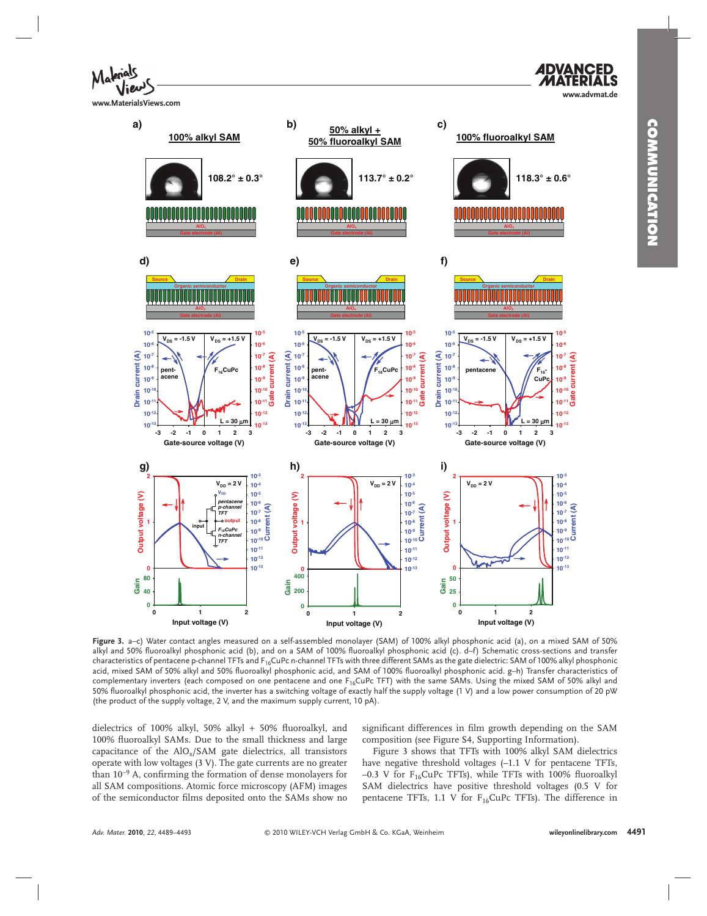Figure 3. a–c) Water contact angles measured on a self-assembled monolayer (SAM) of 100% alkyl phosphonic acid (a), on a mixed SAM of 50% alkyl and 50% fluoroalkyl phosphonic acid (b), and on a SAM of 100% fluoroalkyl phosphonic acid (c). d–f) Schematic cross-sections and transfer characteristics of pentacene p-channel TFTs and $F_{16}CuPc$ n-channel TFTs with three different SAMs as the gate dielectric: SAM of 100% alkyl phosphonic acid, mixed SAM of 50% alkyl and 50% fluoroalkyl phosphonic acid, and SAM of 100% fluoroalkyl phosphonic acid. g–h) Transfer characteristics of complementary inverters (each composed on one pentacene and one $F_{16}CuPc$ TFT) with the same SAMs. Using the mixed SAM of 50% alkyl and 50% fluoroalkyl phosphonic acid, the inverter has a switching voltage of exactly half the supply voltage (1 V) and a low power consumption of 20 pW (the product of the supply voltage, 2 V, and the maximum supply current, 10 pA).

dielectrics of 100% alkyl, 50% alkyl + 50% fluoroalkyl, and 100% fluoroalkyl SAMs. Due to the small thickness and large capacitance of the $AlO_x$/SAM gate dielectrics, all transistors operate with low voltages (3 V). The gate currents are no greater than $10^{-9}$ A, confirming the formation of dense monolayers for all SAM compositions. Atomic force microscopy (AFM) images of the semiconductor films deposited onto the SAMs show no significant differences in film growth depending on the SAM composition (see Figure S4, Supporting Information).

Figure 3 shows that TFTs with 100% alkyl SAM dielectrics have negative threshold voltages (–1.1 V for pentacene TFTs, –0.3 V for $F_{16}CuPc$ TFTs), while TFTs with 100% fluoroalkyl SAM dielectrics have positive threshold voltages (0.5 V for pentacene TFTs, 1.1 V for $F_{16}CuPc$ TFTs). The difference in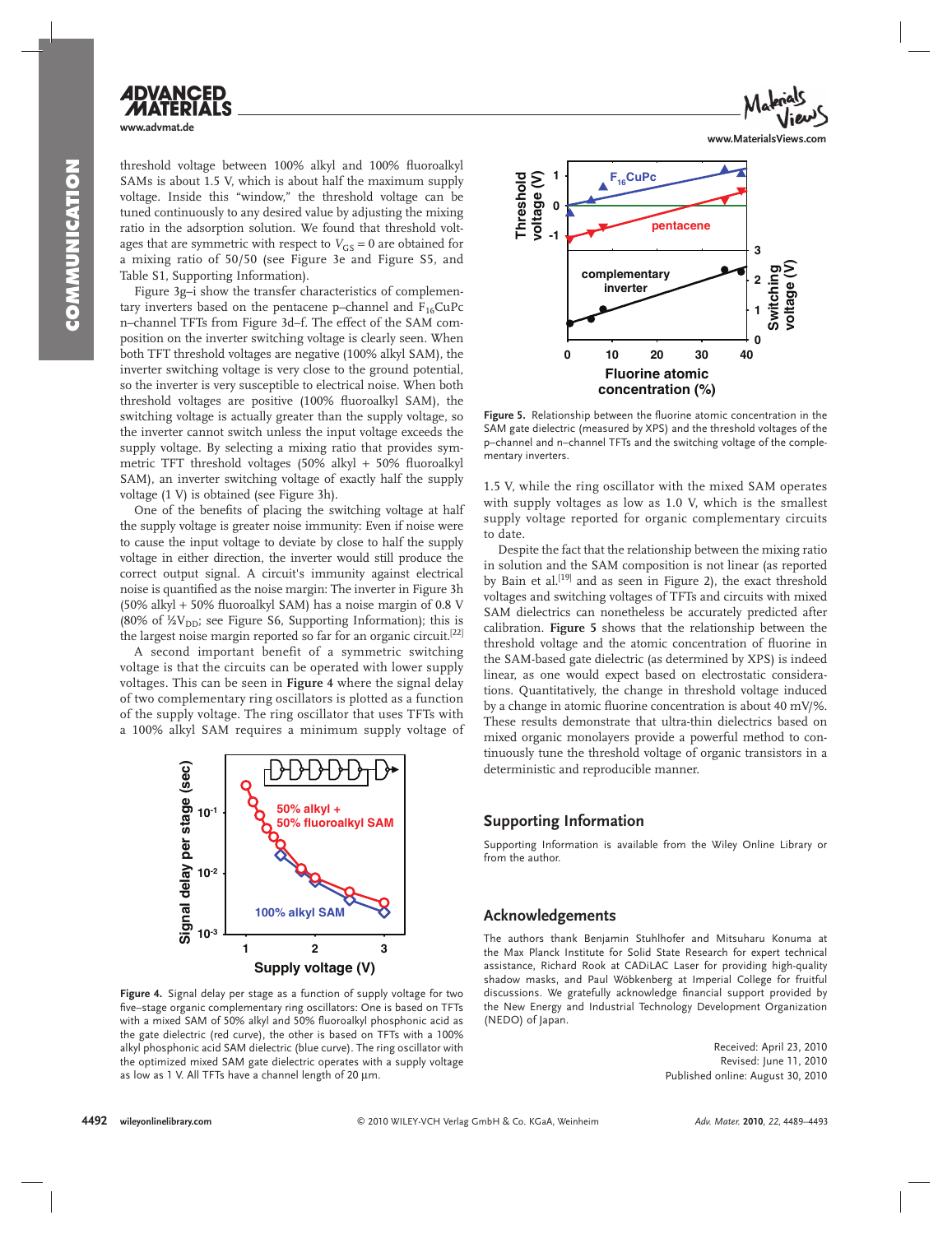threshold voltage between 100% alkyl and 100% fluoroalkyl SAMs is about 1.5 V, which is about half the maximum supply voltage. Inside this "window," the threshold voltage can be tuned continuously to any desired value by adjusting the mixing ratio in the adsorption solution. We found that threshold voltages that are symmetric with respect to $V_{GS} = 0$ are obtained for a mixing ratio of 50/50 (see Figure 3e and Figure S5, and Table S1, Supporting Information).

Figure 3g–i show the transfer characteristics of complementary inverters based on the pentacene p–channel and $F_{16}CuPc$ n–channel TFTs from Figure 3d–f. The effect of the SAM composition on the inverter switching voltage is clearly seen. When both TFT threshold voltages are negative (100% alkyl SAM), the inverter switching voltage is very close to the ground potential, so the inverter is very susceptible to electrical noise. When both threshold voltages are positive (100% fluoroalkyl SAM), the switching voltage is actually greater than the supply voltage, so the inverter cannot switch unless the input voltage exceeds the supply voltage. By selecting a mixing ratio that provides symmetric TFT threshold voltages (50% alkyl + 50% fluoroalkyl SAM), an inverter switching voltage of exactly half the supply voltage (1 V) is obtained (see Figure 3h).

One of the benefits of placing the switching voltage at half the supply voltage is greater noise immunity: Even if noise were to cause the input voltage to deviate by close to half the supply voltage in either direction, the inverter would still produce the correct output signal. A circuit's immunity against electrical noise is quantified as the noise margin: The inverter in Figure 3h (50% alkyl + 50% fluoroalkyl SAM) has a noise margin of 0.8 V (80% of $\frac{1}{2}V_{DD}$; see Figure S6, Supporting Information); this is the largest noise margin reported so far for an organic circuit.[22]

A second important benefit of a symmetric switching voltage is that the circuits can be operated with lower supply voltages. This can be seen in **Figure 4** where the signal delay of two complementary ring oscillators is plotted as a function of the supply voltage. The ring oscillator that uses TFTs with a 100% alkyl SAM requires a minimum supply voltage of 1.5 V, while the ring oscillator with the mixed SAM operates with supply voltages as low as 1.0 V, which is the smallest supply voltage reported for organic complementary circuits to date.

**Figure 4.** Signal delay per stage as a function of supply voltage for two five–stage organic complementary ring oscillators: One is based on TFTs with a mixed SAM of 50% alkyl and 50% fluoroalkyl phosphonic acid as the gate dielectric (red curve), the other is based on TFTs with a 100% alkyl phosphonic acid SAM dielectric (blue curve). The ring oscillator with the optimized mixed SAM gate dielectric operates with a supply voltage as low as 1 V. All TFTs have a channel length of 20 μm.

**Figure 5.** Relationship between the fluorine atomic concentration in the SAM gate dielectric (measured by XPS) and the threshold voltages of the p–channel and n–channel TFTs and the switching voltage of the complementary inverters.

Despite the fact that the relationship between the mixing ratio in solution and the SAM composition is not linear (as reported by Bain et al.[19] and as seen in Figure 2), the exact threshold voltages and switching voltages of TFTs and circuits with mixed SAM dielectrics can nonetheless be accurately predicted after calibration. **Figure 5** shows that the relationship between the threshold voltage and the atomic concentration of fluorine in the SAM-based gate dielectric (as determined by XPS) is indeed linear, as one would expect based on electrostatic considerations. Quantitatively, the change in threshold voltage induced by a change in atomic fluorine concentration is about 40 mV/%. These results demonstrate that ultra-thin dielectrics based on mixed organic monolayers provide a powerful method to continuously tune the threshold voltage of organic transistors in a deterministic and reproducible manner.

## Supporting Information

Supporting Information is available from the Wiley Online Library or from the author.

## Acknowledgements

The authors thank Benjamin Stuhlhofer and Mitsuharu Konuma at the Max Planck Institute for Solid State Research for expert technical assistance, Richard Rook at CADiLAC Laser for providing high-quality shadow masks, and Paul Wöbkenberg at Imperial College for fruitful discussions. We gratefully acknowledge financial support provided by the New Energy and Industrial Technology Development Organization (NEDO) of Japan.

Received: April 23, 2010
Revised: June 11, 2010
Published online: August 30, 2010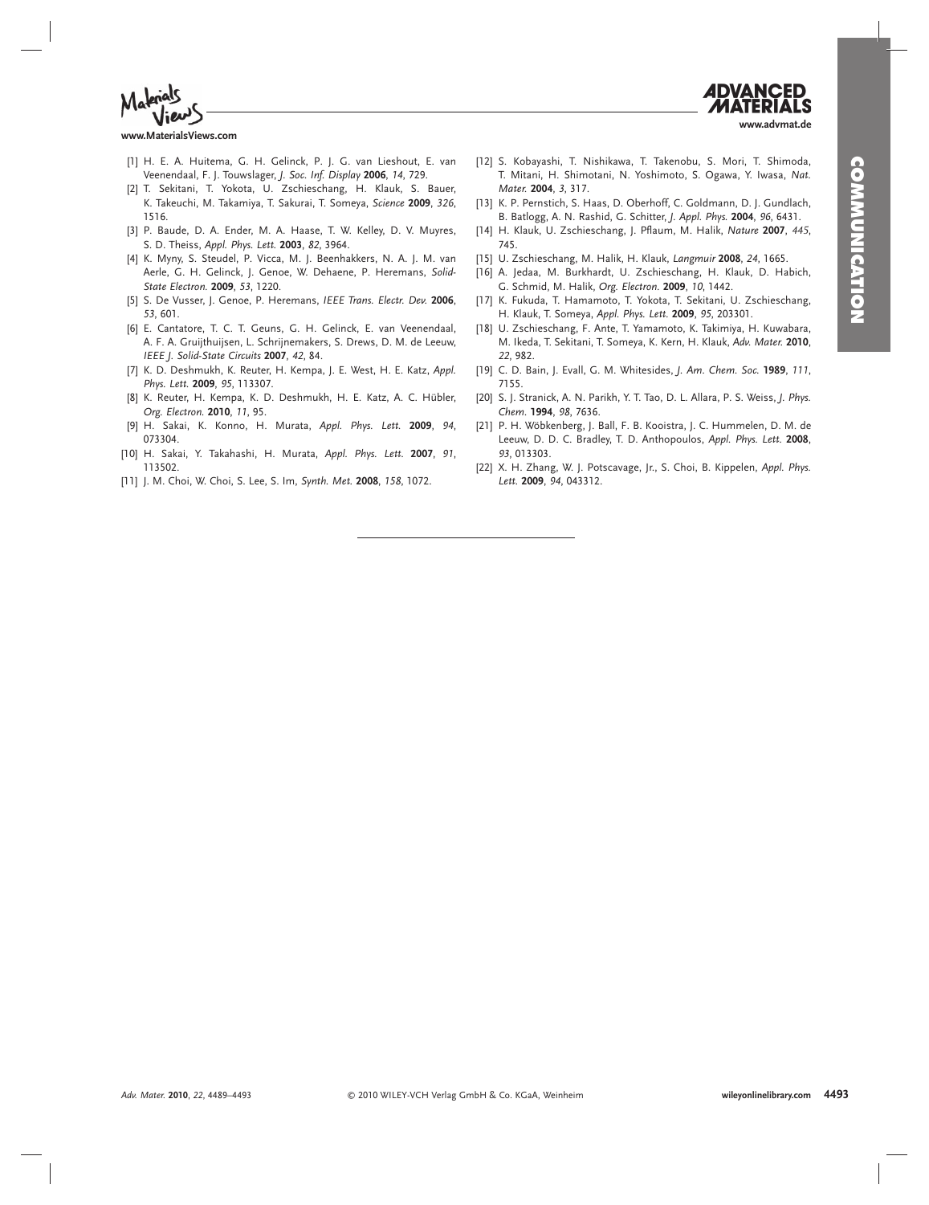[1] H. E. A. Huitema, G. H. Gelinck, P. J. G. van Lieshout, E. van Veenendaal, F. J. Touwslager, *J. Soc. Inf. Display* **2006**, *14*, 729.

[2] T. Sekitani, T. Yokota, U. Zschieschang, H. Klauk, S. Bauer, K. Takeuchi, M. Takamiya, T. Sakurai, T. Someya, *Science* **2009**, *326*, 1516.

[3] P. Baude, D. A. Ender, M. A. Haase, T. W. Kelley, D. V. Muyres, S. D. Theiss, *Appl. Phys. Lett.* **2003**, *82*, 3964.

[4] K. Myny, S. Steudel, P. Vicca, M. J. Beenhakkers, N. A. J. M. van Aerle, G. H. Gelinck, J. Genoe, W. Dehaene, P. Heremans, *Solid-State Electron.* **2009**, *53*, 1220.

[5] S. De Vusser, J. Genoe, P. Heremans, *IEEE Trans. Electr. Dev.* **2006**, *53*, 601.

[6] E. Cantatore, T. C. T. Geuns, G. H. Gelinck, E. van Veenendaal, A. F. A. Gruijthuijsen, L. Schrijnemakers, S. Drews, D. M. de Leeuw, *IEEE J. Solid-State Circuits* **2007**, *42*, 84.

[7] K. D. Deshmukh, K. Reuter, H. Kempa, J. E. West, H. E. Katz, *Appl. Phys. Lett.* **2009**, *95*, 113307.

[8] K. Reuter, H. Kempa, K. D. Deshmukh, H. E. Katz, A. C. Hübler, *Org. Electron.* **2010**, *11*, 95.

[9] H. Sakai, K. Konno, H. Murata, *Appl. Phys. Lett.* **2009**, *94*, 073304.

[10] H. Sakai, Y. Takahashi, H. Murata, *Appl. Phys. Lett.* **2007**, *91*, 113502.

[11] J. M. Choi, W. Choi, S. Lee, S. Im, *Synth. Met.* **2008**, *158*, 1072.

[12] S. Kobayashi, T. Nishikawa, T. Takenobu, S. Mori, T. Shimoda, T. Mitani, H. Shimotani, N. Yoshimoto, S. Ogawa, Y. Iwasa, *Nat. Mater.* **2004**, *3*, 317.

[13] K. P. Pernstich, S. Haas, D. Oberhoff, C. Goldmann, D. J. Gundlach, B. Batlogg, A. N. Rashid, G. Schitter, *J. Appl. Phys.* **2004**, *96*, 6431.

[14] H. Klauk, U. Zschieschang, J. Pflaum, M. Halik, *Nature* **2007**, *445*, 745.

[15] U. Zschieschang, M. Halik, H. Klauk, *Langmuir* **2008**, *24*, 1665.

[16] A. Jedaa, M. Burkhardt, U. Zschieschang, H. Klauk, D. Habich, G. Schmid, M. Halik, *Org. Electron.* **2009**, *10*, 1442.

[17] K. Fukuda, T. Hamamoto, T. Yokota, T. Sekitani, U. Zschieschang, H. Klauk, T. Someya, *Appl. Phys. Lett.* **2009**, *95*, 203301.

[18] U. Zschieschang, F. Ante, T. Yamamoto, K. Takimiya, H. Kuwabara, M. Ikeda, T. Sekitani, T. Someya, K. Kern, H. Klauk, *Adv. Mater.* **2010**, *22*, 982.

[19] C. D. Bain, J. Evall, G. M. Whitesides, *J. Am. Chem. Soc.* **1989**, *111*, 7155.

[20] S. J. Stranick, A. N. Parikh, Y. T. Tao, D. L. Allara, P. S. Weiss, *J. Phys. Chem.* **1994**, *98*, 7636.

[21] P. H. Wöbkenberg, J. Ball, F. B. Kooistra, J. C. Hummelen, D. M. de Leeuw, D. D. C. Bradley, T. D. Anthopoulos, *Appl. Phys. Lett.* **2008**, *93*, 013303.

[22] X. H. Zhang, W. J. Potscavage, Jr., S. Choi, B. Kippelen, *Appl. Phys. Lett.* **2009**, *94*, 043312.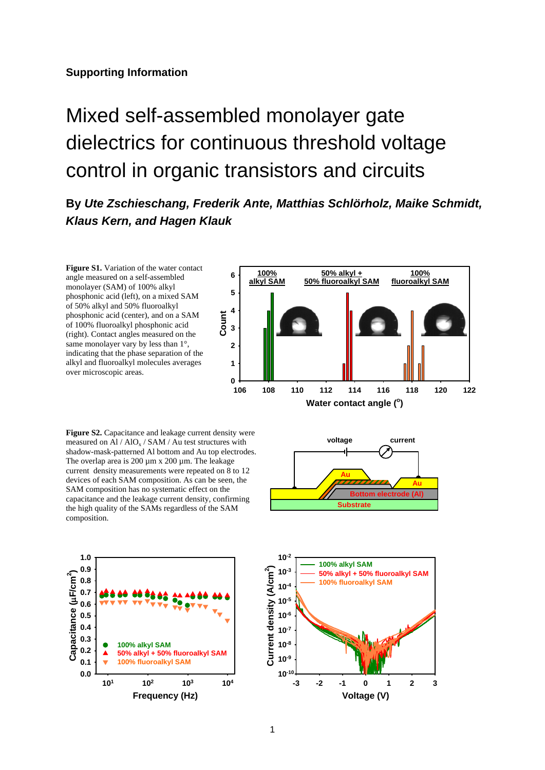**Supporting Information**

# Mixed self-assembled monolayer gate dielectrics for continuous threshold voltage control in organic transistors and circuits

## By *Ute Zschieschang, Frederik Ante, Matthias Schlörholz, Maike Schmidt, Klaus Kern, and Hagen Klauk*

**Figure S1.** Variation of the water contact angle measured on a self-assembled monolayer (SAM) of 100% alkyl phosphonic acid (left), on a mixed SAM of 50% alkyl and 50% fluoroalkyl phosphonic acid (center), and on a SAM of 100% fluoroalkyl phosphonic acid (right). Contact angles measured on the same monolayer vary by less than 1°, indicating that the phase separation of the alkyl and fluoroalkyl molecules averages over microscopic areas.

**Figure S2.** Capacitance and leakage current density were measured on Al / $AlO_x$ / SAM / Au test structures with shadow-mask-patterned Al bottom and Au top electrodes. The overlap area is 200 µm x 200 µm. The leakage current density measurements were repeated on 8 to 12 devices of each SAM composition. As can be seen, the SAM composition has no systematic effect on the capacitance and the leakage current density, confirming the high quality of the SAMs regardless of the SAM composition.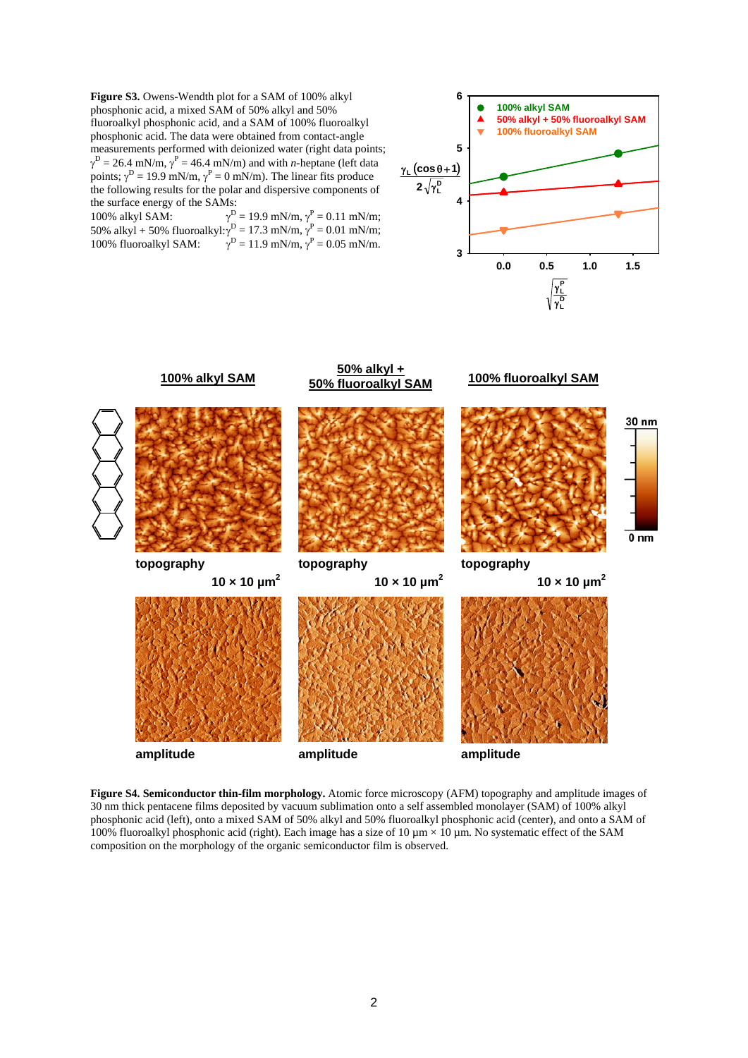**Figure S3.** Owens-Wendth plot for a SAM of 100% alkyl phosphonic acid, a mixed SAM of 50% alkyl and 50% fluoroalkyl phosphonic acid, and a SAM of 100% fluoroalkyl phosphonic acid. The data were obtained from contact-angle measurements performed with deionized water (right data points; $\gamma^D$ = 26.4 mN/m, $\gamma^P$ = 46.4 mN/m) and with *n*-heptane (left data points; $\gamma^D$ = 19.9 mN/m, $\gamma^P$ = 0 mN/m). The linear fits produce the following results for the polar and dispersive components of the surface energy of the SAMs:

100% alkyl SAM: $\gamma^D$ = 19.9 mN/m, $\gamma^P$ = 0.11 mN/m;
50% alkyl + 50% fluoroalkyl: $\gamma^D$ = 17.3 mN/m, $\gamma^P$ = 0.01 mN/m;
100% fluoroalkyl SAM: $\gamma^D$ = 11.9 mN/m, $\gamma^P$ = 0.05 mN/m.

**Figure S4. Semiconductor thin-film morphology.** Atomic force microscopy (AFM) topography and amplitude images of 30 nm thick pentacene films deposited by vacuum sublimation onto a self assembled monolayer (SAM) of 100% alkyl phosphonic acid (left), onto a mixed SAM of 50% alkyl and 50% fluoroalkyl phosphonic acid (center), and onto a SAM of 100% fluoroalkyl phosphonic acid (right). Each image has a size of 10 µm × 10 µm. No systematic effect of the SAM composition on the morphology of the organic semiconductor film is observed.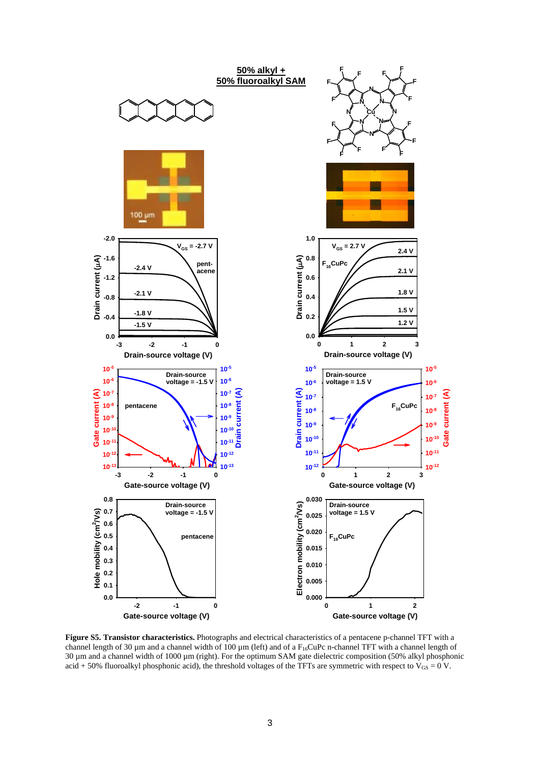**Figure S5. Transistor characteristics.** Photographs and electrical characteristics of a pentacene p-channel TFT with a channel length of 30 µm and a channel width of 100 µm (left) and of a $F_{16}$CuPc n-channel TFT with a channel length of 30 µm and a channel width of 1000 µm (right). For the optimum SAM gate dielectric composition (50% alkyl phosphonic acid + 50% fluoroalkyl phosphonic acid), the threshold voltages of the TFTs are symmetric with respect to $V_{GS}$ = 0 V.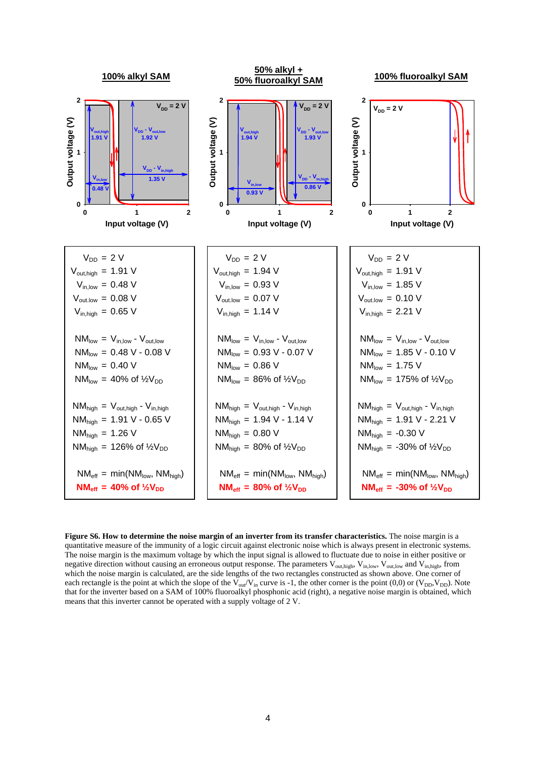**100% alkyl SAM** | **50% alkyl + 50% fluoroalkyl SAM** | **100% fluoroalkyl SAM**

| 100% alkyl SAM | 50% alkyl + 50% fluoroalkyl SAM | 100% fluoroalkyl SAM |
|---|---|---|
| $V_{DD}$ = 2 V | $V_{DD}$ = 2 V | $V_{DD}$ = 2 V |
| $V_{out,high}$ = 1.91 V | $V_{out,high}$ = 1.94 V | $V_{out,high}$ = 1.91 V |
| $V_{in,low}$ = 0.48 V | $V_{in,low}$ = 0.93 V | $V_{in,low}$ = 1.85 V |
| $V_{out,low}$ = 0.08 V | $V_{out,low}$ = 0.07 V | $V_{out,low}$ = 0.10 V |
| $V_{in,high}$ = 0.65 V | $V_{in,high}$ = 1.14 V | $V_{in,high}$ = 2.21 V |
| $NM_{low} = V_{in,low} - V_{out,low}$ | $NM_{low} = V_{in,low} - V_{out,low}$ | $NM_{low} = V_{in,low} - V_{out,low}$ |
| $NM_{low}$ = 0.48 V - 0.08 V | $NM_{low}$ = 0.93 V - 0.07 V | $NM_{low}$ = 1.85 V - 0.10 V |
| $NM_{low}$ = 0.40 V | $NM_{low}$ = 0.86 V | $NM_{low}$ = 1.75 V |
| $NM_{low}$ = 40% of ½$V_{DD}$ | $NM_{low}$ = 86% of ½$V_{DD}$ | $NM_{low}$ = 175% of ½$V_{DD}$ |
| $NM_{high} = V_{out,high} - V_{in,high}$ | $NM_{high} = V_{out,high} - V_{in,high}$ | $NM_{high} = V_{out,high} - V_{in,high}$ |
| $NM_{high}$ = 1.91 V - 0.65 V | $NM_{high}$ = 1.94 V - 1.14 V | $NM_{high}$ = 1.91 V - 2.21 V |
| $NM_{high}$ = 1.26 V | $NM_{high}$ = 0.80 V | $NM_{high}$ = -0.30 V |
| $NM_{high}$ = 126% of ½$V_{DD}$ | $NM_{high}$ = 80% of ½$V_{DD}$ | $NM_{high}$ = -30% of ½$V_{DD}$ |
| $NM_{eff} = \min(NM_{low}, NM_{high})$ | $NM_{eff} = \min(NM_{low}, NM_{high})$ | $NM_{eff} = \min(NM_{low}, NM_{high})$ |
| **$NM_{eff}$ = 40% of ½$V_{DD}$** | **$NM_{eff}$ = 80% of ½$V_{DD}$** | **$NM_{eff}$ = -30% of ½$V_{DD}$** |

**Figure S6. How to determine the noise margin of an inverter from its transfer characteristics.** The noise margin is a quantitative measure of the immunity of a logic circuit against electronic noise which is always present in electronic systems. The noise margin is the maximum voltage by which the input signal is allowed to fluctuate due to noise in either positive or negative direction without causing an erroneous output response. The parameters $V_{out,high}$, $V_{in,low}$, $V_{out,low}$ and $V_{in,high}$, from which the noise margin is calculated, are the side lengths of the two rectangles constructed as shown above. One corner of each rectangle is the point at which the slope of the $V_{out}/V_{in}$ curve is -1, the other corner is the point (0,0) or ($V_{DD}$,$V_{DD}$). Note that for the inverter based on a SAM of 100% fluoroalkyl phosphonic acid (right), a negative noise margin is obtained, which means that this inverter cannot be operated with a supply voltage of 2 V.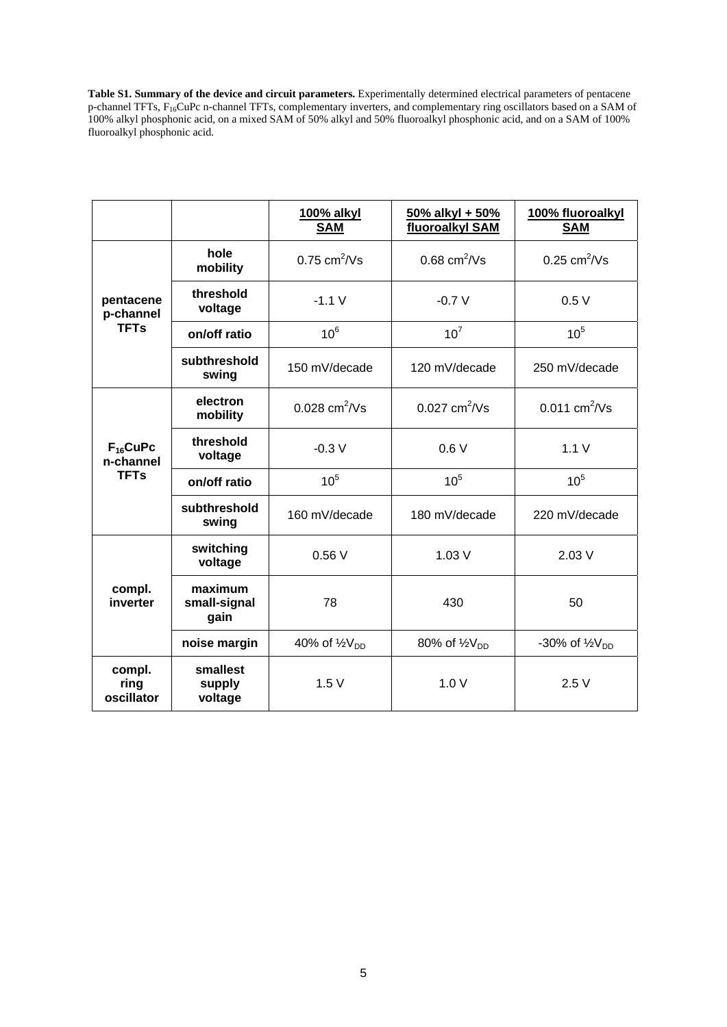**Table S1. Summary of the device and circuit parameters.** Experimentally determined electrical parameters of pentacene p-channel TFTs, $F_{16}CuPc$ n-channel TFTs, complementary inverters, and complementary ring oscillators based on a SAM of 100% alkyl phosphonic acid, on a mixed SAM of 50% alkyl and 50% fluoroalkyl phosphonic acid, and on a SAM of 100% fluoroalkyl phosphonic acid.

| | | 100% alkyl SAM | 50% alkyl + 50% fluoroalkyl SAM | 100% fluoroalkyl SAM |
|---|---|---|---|---|
| **pentacene p-channel TFTs** | **hole mobility** | 0.75 $cm^2/Vs$ | 0.68 $cm^2/Vs$ | 0.25 $cm^2/Vs$ |
| | **threshold voltage** | -1.1 V | -0.7 V | 0.5 V |
| | **on/off ratio** | $10^6$ | $10^7$ | $10^5$ |
| | **subthreshold swing** | 150 mV/decade | 120 mV/decade | 250 mV/decade |
| **$F_{16}CuPc$ n-channel TFTs** | **electron mobility** | 0.028 $cm^2/Vs$ | 0.027 $cm^2/Vs$ | 0.011 $cm^2/Vs$ |
| | **threshold voltage** | -0.3 V | 0.6 V | 1.1 V |
| | **on/off ratio** | $10^5$ | $10^5$ | $10^5$ |
| | **subthreshold swing** | 160 mV/decade | 180 mV/decade | 220 mV/decade |
| **compl. inverter** | **switching voltage** | 0.56 V | 1.03 V | 2.03 V |
| | **maximum small-signal gain** | 78 | 430 | 50 |
| | **noise margin** | 40% of ½$V_{DD}$ | 80% of ½$V_{DD}$ | -30% of ½$V_{DD}$ |
| **compl. ring oscillator** | **smallest supply voltage** | 1.5 V | 1.0 V | 2.5 V |